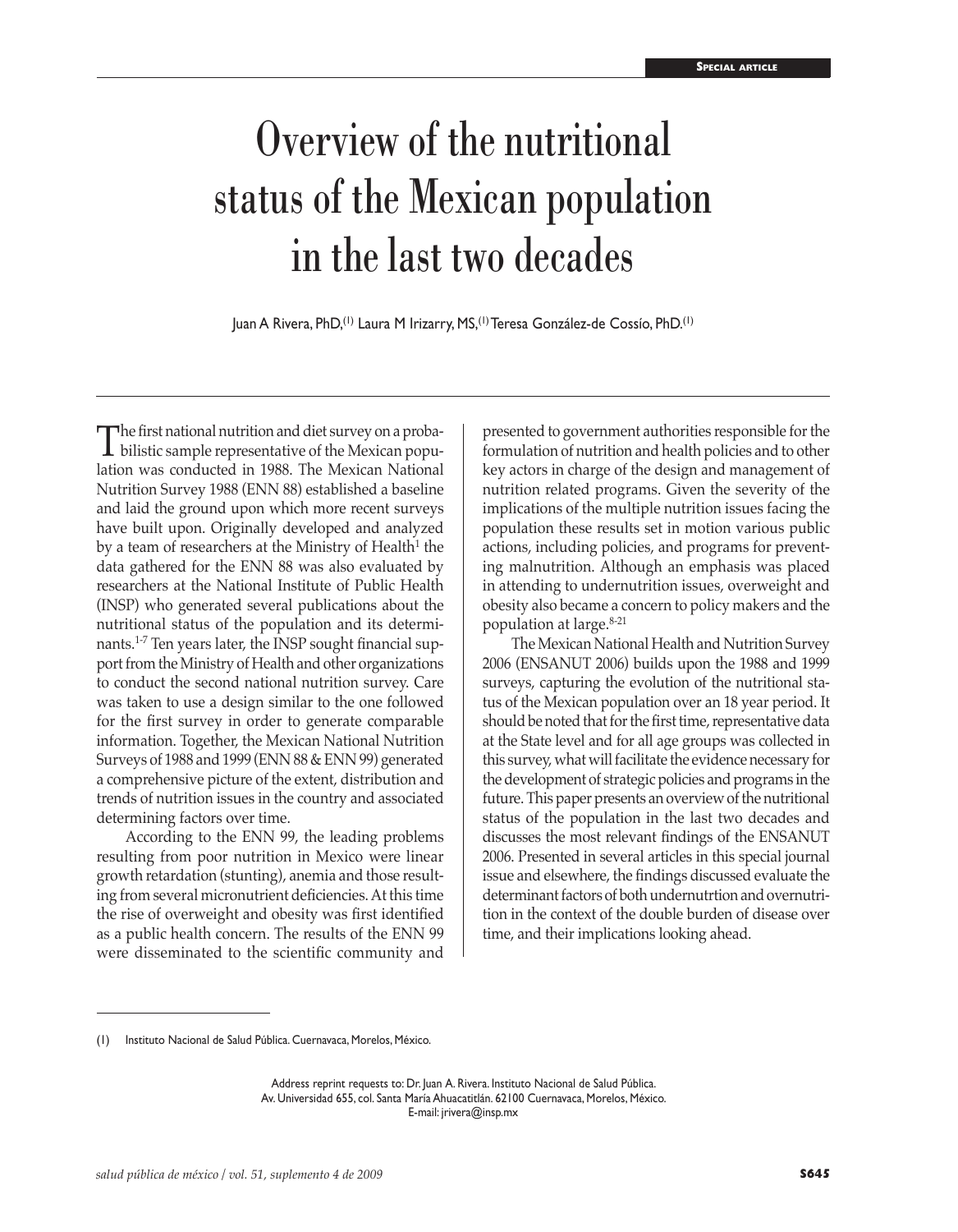# Overview of the nutritional status of the Mexican population in the last two decades

Juan A Rivera, PhD,[1] Laura M Irizarry, MS,[1] Teresa González-de Cossío, PhD.[1]

The first national nutrition and diet survey on a probabilistic sample representative of the Mexican population was conducted in 1988. The Mexican National Nutrition Survey 1988 (ENN 88) established a baseline and laid the ground upon which more recent surveys have built upon. Originally developed and analyzed by a team of researchers at the Ministry of Health[1] the data gathered for the ENN 88 was also evaluated by researchers at the National Institute of Public Health (INSP) who generated several publications about the nutritional status of the population and its determinants.[1-7] Ten years later, the INSP sought financial support from the Ministry of Health and other organizations to conduct the second national nutrition survey. Care was taken to use a design similar to the one followed for the first survey in order to generate comparable information. Together, the Mexican National Nutrition Surveys of 1988 and 1999 (ENN 88 & ENN 99) generated a comprehensive picture of the extent, distribution and trends of nutrition issues in the country and associated determining factors over time.

According to the ENN 99, the leading problems resulting from poor nutrition in Mexico were linear growth retardation (stunting), anemia and those resulting from several micronutrient deficiencies. At this time the rise of overweight and obesity was first identified as a public health concern. The results of the ENN 99 were disseminated to the scientific community and presented to government authorities responsible for the formulation of nutrition and health policies and to other key actors in charge of the design and management of nutrition related programs. Given the severity of the implications of the multiple nutrition issues facing the population these results set in motion various public actions, including policies, and programs for preventing malnutrition. Although an emphasis was placed in attending to undernutrition issues, overweight and obesity also became a concern to policy makers and the population at large.[8-21]

The Mexican National Health and Nutrition Survey 2006 (ENSANUT 2006) builds upon the 1988 and 1999 surveys, capturing the evolution of the nutritional status of the Mexican population over an 18 year period. It should be noted that for the first time, representative data at the State level and for all age groups was collected in this survey, what will facilitate the evidence necessary for the development of strategic policies and programs in the future. This paper presents an overview of the nutritional status of the population in the last two decades and discusses the most relevant findings of the ENSANUT 2006. Presented in several articles in this special journal issue and elsewhere, the findings discussed evaluate the determinant factors of both undernutrtion and overnutrition in the context of the double burden of disease over time, and their implications looking ahead.

---

(1) Instituto Nacional de Salud Pública. Cuernavaca, Morelos, México.

Address reprint requests to: Dr. Juan A. Rivera. Instituto Nacional de Salud Pública.
Av. Universidad 655, col. Santa María Ahuacatitlán. 62100 Cuernavaca, Morelos, México.
E-mail: jrivera@insp.mx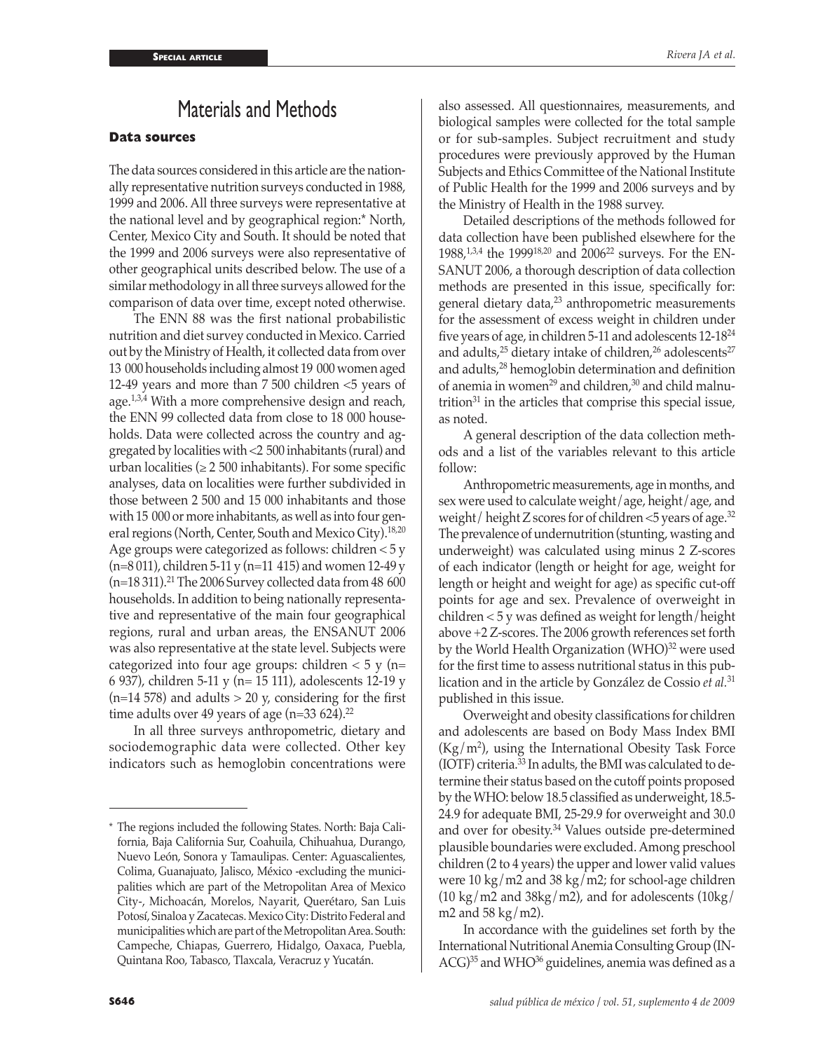# Materials and Methods

## Data sources

The data sources considered in this article are the nationally representative nutrition surveys conducted in 1988, 1999 and 2006. All three surveys were representative at the national level and by geographical region:* North, Center, Mexico City and South. It should be noted that the 1999 and 2006 surveys were also representative of other geographical units described below. The use of a similar methodology in all three surveys allowed for the comparison of data over time, except noted otherwise.

The ENN 88 was the first national probabilistic nutrition and diet survey conducted in Mexico. Carried out by the Ministry of Health, it collected data from over 13 000 households including almost 19 000 women aged 12-49 years and more than 7 500 children <5 years of age.[1,3,4] With a more comprehensive design and reach, the ENN 99 collected data from close to 18 000 households. Data were collected across the country and aggregated by localities with <2 500 inhabitants (rural) and urban localities (≥ 2 500 inhabitants). For some specific analyses, data on localities were further subdivided in those between 2 500 and 15 000 inhabitants and those with 15 000 or more inhabitants, as well as into four general regions (North, Center, South and Mexico City).[18,20] Age groups were categorized as follows: children < 5 y (n=8 011), children 5-11 y (n=11 415) and women 12-49 y (n=18 311).[21] The 2006 Survey collected data from 48 600 households. In addition to being nationally representative and representative of the main four geographical regions, rural and urban areas, the ENSANUT 2006 was also representative at the state level. Subjects were categorized into four age groups: children < 5 y (n= 6 937), children 5-11 y (n= 15 111), adolescents 12-19 y (n=14 578) and adults > 20 y, considering for the first time adults over 49 years of age (n=33 624).[22]

In all three surveys anthropometric, dietary and sociodemographic data were collected. Other key indicators such as hemoglobin concentrations were also assessed. All questionnaires, measurements, and biological samples were collected for the total sample or for sub-samples. Subject recruitment and study procedures were previously approved by the Human Subjects and Ethics Committee of the National Institute of Public Health for the 1999 and 2006 surveys and by the Ministry of Health in the 1988 survey.

Detailed descriptions of the methods followed for data collection have been published elsewhere for the 1988,[1,3,4] the 1999[18,20] and 2006[22] surveys. For the ENSANUT 2006, a thorough description of data collection methods are presented in this issue, specifically for: general dietary data,[23] anthropometric measurements for the assessment of excess weight in children under five years of age, in children 5-11 and adolescents 12-18[24] and adults,[25] dietary intake of children,[26] adolescents[27] and adults,[28] hemoglobin determination and definition of anemia in women[29] and children,[30] and child malnutrition[31] in the articles that comprise this special issue, as noted.

A general description of the data collection methods and a list of the variables relevant to this article follow:

Anthropometric measurements, age in months, and sex were used to calculate weight/age, height/age, and weight/ height Z scores for of children <5 years of age.[32] The prevalence of undernutrition (stunting, wasting and underweight) was calculated using minus 2 Z-scores of each indicator (length or height for age, weight for length or height and weight for age) as specific cut-off points for age and sex. Prevalence of overweight in children < 5 y was defined as weight for length/height above +2 Z-scores. The 2006 growth references set forth by the World Health Organization (WHO)[32] were used for the first time to assess nutritional status in this publication and in the article by González de Cossio *et al.*[31] published in this issue.

Overweight and obesity classifications for children and adolescents are based on Body Mass Index BMI (Kg/m$^2$), using the International Obesity Task Force (IOTF) criteria.[33] In adults, the BMI was calculated to determine their status based on the cutoff points proposed by the WHO: below 18.5 classified as underweight, 18.5-24.9 for adequate BMI, 25-29.9 for overweight and 30.0 and over for obesity.[34] Values outside pre-determined plausible boundaries were excluded. Among preschool children (2 to 4 years) the upper and lower valid values were 10 kg/m2 and 38 kg/m2; for school-age children (10 kg/m2 and 38kg/m2), and for adolescents (10kg/m2 and 58 kg/m2).

In accordance with the guidelines set forth by the International Nutritional Anemia Consulting Group (INACG)[35] and WHO[36] guidelines, anemia was defined as a

---

* The regions included the following States. North: Baja California, Baja California Sur, Coahuila, Chihuahua, Durango, Nuevo León, Sonora y Tamaulipas. Center: Aguascalientes, Colima, Guanajuato, Jalisco, México -excluding the municipalities which are part of the Metropolitan Area of Mexico City-, Michoacán, Morelos, Nayarit, Querétaro, San Luis Potosí, Sinaloa y Zacatecas. Mexico City: Distrito Federal and municipalities which are part of the Metropolitan Area. South: Campeche, Chiapas, Guerrero, Hidalgo, Oaxaca, Puebla, Quintana Roo, Tabasco, Tlaxcala, Veracruz y Yucatán.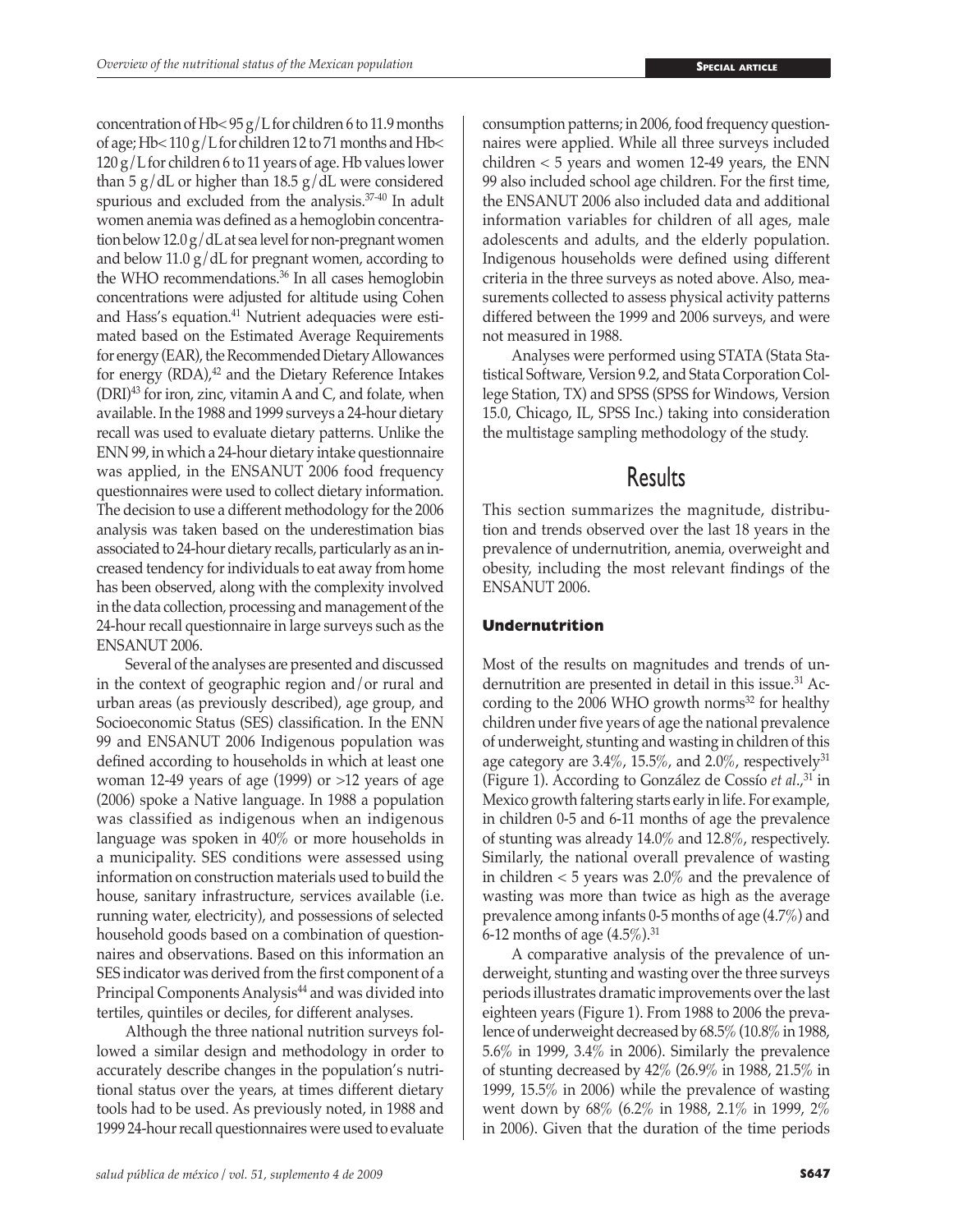concentration of Hb< 95 g/L for children 6 to 11.9 months of age; Hb< 110 g/L for children 12 to 71 months and Hb< 120 g/L for children 6 to 11 years of age. Hb values lower than 5 g/dL or higher than 18.5 g/dL were considered spurious and excluded from the analysis.[37-40] In adult women anemia was defined as a hemoglobin concentration below 12.0 g/dL at sea level for non-pregnant women and below 11.0 g/dL for pregnant women, according to the WHO recommendations.[36] In all cases hemoglobin concentrations were adjusted for altitude using Cohen and Hass's equation.[41] Nutrient adequacies were estimated based on the Estimated Average Requirements for energy (EAR), the Recommended Dietary Allowances for energy (RDA),[42] and the Dietary Reference Intakes (DRI)[43] for iron, zinc, vitamin A and C, and folate, when available. In the 1988 and 1999 surveys a 24-hour dietary recall was used to evaluate dietary patterns. Unlike the ENN 99, in which a 24-hour dietary intake questionnaire was applied, in the ENSANUT 2006 food frequency questionnaires were used to collect dietary information. The decision to use a different methodology for the 2006 analysis was taken based on the underestimation bias associated to 24-hour dietary recalls, particularly as an increased tendency for individuals to eat away from home has been observed, along with the complexity involved in the data collection, processing and management of the 24-hour recall questionnaire in large surveys such as the ENSANUT 2006.

Several of the analyses are presented and discussed in the context of geographic region and/or rural and urban areas (as previously described), age group, and Socioeconomic Status (SES) classification. In the ENN 99 and ENSANUT 2006 Indigenous population was defined according to households in which at least one woman 12-49 years of age (1999) or >12 years of age (2006) spoke a Native language. In 1988 a population was classified as indigenous when an indigenous language was spoken in 40% or more households in a municipality. SES conditions were assessed using information on construction materials used to build the house, sanitary infrastructure, services available (i.e. running water, electricity), and possessions of selected household goods based on a combination of questionnaires and observations. Based on this information an SES indicator was derived from the first component of a Principal Components Analysis[44] and was divided into tertiles, quintiles or deciles, for different analyses.

Although the three national nutrition surveys followed a similar design and methodology in order to accurately describe changes in the population's nutritional status over the years, at times different dietary tools had to be used. As previously noted, in 1988 and 1999 24-hour recall questionnaires were used to evaluate consumption patterns; in 2006, food frequency questionnaires were applied. While all three surveys included children < 5 years and women 12-49 years, the ENN 99 also included school age children. For the first time, the ENSANUT 2006 also included data and additional information variables for children of all ages, male adolescents and adults, and the elderly population. Indigenous households were defined using different criteria in the three surveys as noted above. Also, measurements collected to assess physical activity patterns differed between the 1999 and 2006 surveys, and were not measured in 1988.

Analyses were performed using STATA (Stata Statistical Software, Version 9.2, and Stata Corporation College Station, TX) and SPSS (SPSS for Windows, Version 15.0, Chicago, IL, SPSS Inc.) taking into consideration the multistage sampling methodology of the study.

# Results

This section summarizes the magnitude, distribution and trends observed over the last 18 years in the prevalence of undernutrition, anemia, overweight and obesity, including the most relevant findings of the ENSANUT 2006.

### Undernutrition

Most of the results on magnitudes and trends of undernutrition are presented in detail in this issue.[31] According to the 2006 WHO growth norms[32] for healthy children under five years of age the national prevalence of underweight, stunting and wasting in children of this age category are 3.4%, 15.5%, and 2.0%, respectively[31] (Figure 1). According to González de Cossío *et al*.,[31] in Mexico growth faltering starts early in life. For example, in children 0-5 and 6-11 months of age the prevalence of stunting was already 14.0% and 12.8%, respectively. Similarly, the national overall prevalence of wasting in children < 5 years was 2.0% and the prevalence of wasting was more than twice as high as the average prevalence among infants 0-5 months of age (4.7%) and 6-12 months of age (4.5%).[31]

A comparative analysis of the prevalence of underweight, stunting and wasting over the three surveys periods illustrates dramatic improvements over the last eighteen years (Figure 1). From 1988 to 2006 the prevalence of underweight decreased by 68.5% (10.8% in 1988, 5.6% in 1999, 3.4% in 2006). Similarly the prevalence of stunting decreased by 42% (26.9% in 1988, 21.5% in 1999, 15.5% in 2006) while the prevalence of wasting went down by 68% (6.2% in 1988, 2.1% in 1999, 2% in 2006). Given that the duration of the time periods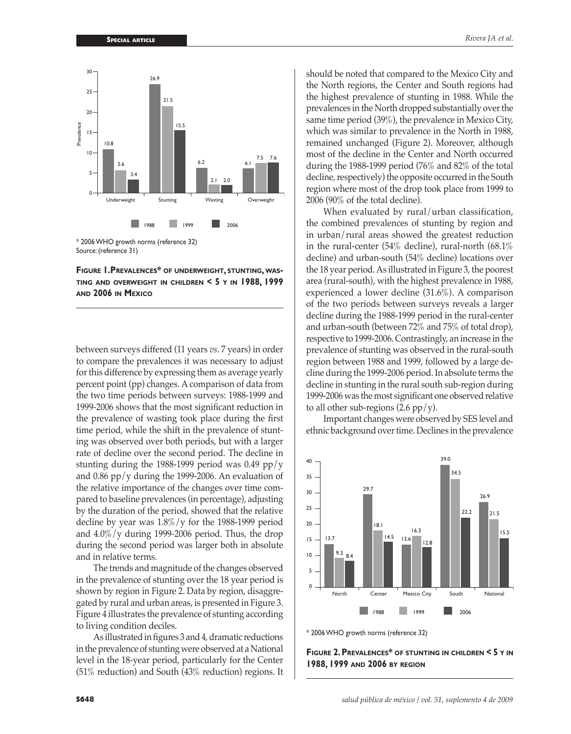\* 2006 WHO growth norms (reference 32)
Source: (reference 31)

**Figure 1. Prevalences\* of underweight, stunting, wasting and overweight in children < 5 y in 1988, 1999 and 2006 in Mexico**

between surveys differed (11 years *vs*. 7 years) in order to compare the prevalences it was necessary to adjust for this difference by expressing them as average yearly percent point (pp) changes. A comparison of data from the two time periods between surveys: 1988-1999 and 1999-2006 shows that the most significant reduction in the prevalence of wasting took place during the first time period, while the shift in the prevalence of stunting was observed over both periods, but with a larger rate of decline over the second period. The decline in stunting during the 1988-1999 period was 0.49 pp/y and 0.86 pp/y during the 1999-2006. An evaluation of the relative importance of the changes over time compared to baseline prevalences (in percentage), adjusting by the duration of the period, showed that the relative decline by year was 1.8%/y for the 1988-1999 period and 4.0%/y during 1999-2006 period. Thus, the drop during the second period was larger both in absolute and in relative terms.

The trends and magnitude of the changes observed in the prevalence of stunting over the 18 year period is shown by region in Figure 2. Data by region, disaggregated by rural and urban areas, is presented in Figure 3. Figure 4 illustrates the prevalence of stunting according to living condition deciles.

As illustrated in figures 3 and 4, dramatic reductions in the prevalence of stunting were observed at a National level in the 18-year period, particularly for the Center (51% reduction) and South (43% reduction) regions. It should be noted that compared to the Mexico City and the North regions, the Center and South regions had the highest prevalence of stunting in 1988. While the prevalences in the North dropped substantially over the same time period (39%), the prevalence in Mexico City, which was similar to prevalence in the North in 1988, remained unchanged (Figure 2). Moreover, although most of the decline in the Center and North occurred during the 1988-1999 period (76% and 82% of the total decline, respectively) the opposite occurred in the South region where most of the drop took place from 1999 to 2006 (90% of the total decline).

When evaluated by rural/urban classification, the combined prevalences of stunting by region and in urban/rural areas showed the greatest reduction in the rural-center (54% decline), rural-north (68.1% decline) and urban-south (54% decline) locations over the 18 year period. As illustrated in Figure 3, the poorest area (rural-south), with the highest prevalence in 1988, experienced a lower decline (31.6%). A comparison of the two periods between surveys reveals a larger decline during the 1988-1999 period in the rural-center and urban-south (between 72% and 75% of total drop), respective to 1999-2006. Contrastingly, an increase in the prevalence of stunting was observed in the rural-south region between 1988 and 1999, followed by a large decline during the 1999-2006 period. In absolute terms the decline in stunting in the rural south sub-region during 1999-2006 was the most significant one observed relative to all other sub-regions (2.6 pp/y).

Important changes were observed by SES level and ethnic background over time. Declines in the prevalence

\* 2006 WHO growth norms (reference 32)

**Figure 2. Prevalences\* of stunting in children < 5 y in 1988, 1999 and 2006 by region**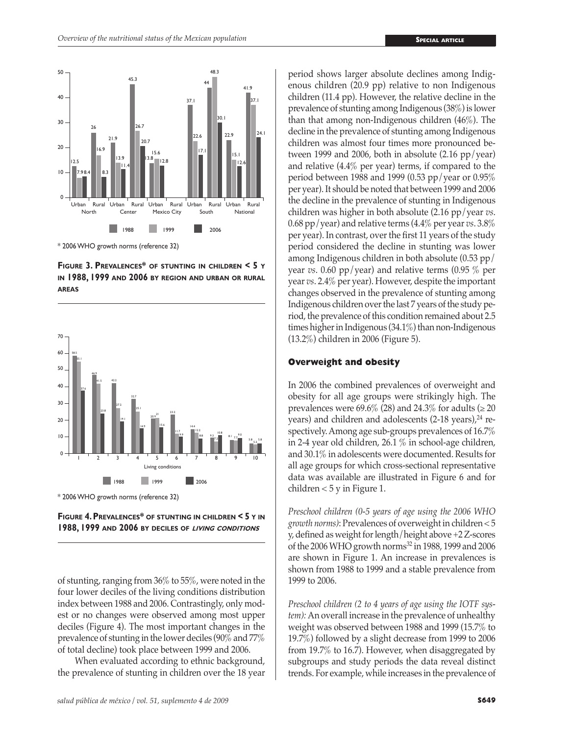* 2006 WHO growth norms (reference 32)

**Figure 3. Prevalences* of stunting in children < 5 y in 1988, 1999 and 2006 by region and urban or rural areas**

* 2006 WHO growth norms (reference 32)

**Figure 4. Prevalences* of stunting in children < 5 y in 1988, 1999 and 2006 by deciles of *living conditions***

of stunting, ranging from 36% to 55%, were noted in the four lower deciles of the living conditions distribution index between 1988 and 2006. Contrastingly, only modest or no changes were observed among most upper deciles (Figure 4). The most important changes in the prevalence of stunting in the lower deciles (90% and 77% of total decline) took place between 1999 and 2006.

When evaluated according to ethnic background, the prevalence of stunting in children over the 18 year period shows larger absolute declines among Indigenous children (20.9 pp) relative to non Indigenous children (11.4 pp). However, the relative decline in the prevalence of stunting among Indigenous (38%) is lower than that among non-Indigenous children (46%). The decline in the prevalence of stunting among Indigenous children was almost four times more pronounced between 1999 and 2006, both in absolute (2.16 pp/year) and relative (4.4% per year) terms, if compared to the period between 1988 and 1999 (0.53 pp/year or 0.95% per year). It should be noted that between 1999 and 2006 the decline in the prevalence of stunting in Indigenous children was higher in both absolute (2.16 pp/year *vs*. 0.68 pp/year) and relative terms (4.4% per year *vs*. 3.8% per year). In contrast, over the first 11 years of the study period considered the decline in stunting was lower among Indigenous children in both absolute (0.53 pp/year *vs*. 0.60 pp/year) and relative terms (0.95 % per year *vs*. 2.4% per year). However, despite the important changes observed in the prevalence of stunting among Indigenous children over the last 7 years of the study period, the prevalence of this condition remained about 2.5 times higher in Indigenous (34.1%) than non-Indigenous (13.2%) children in 2006 (Figure 5).

## Overweight and obesity

In 2006 the combined prevalences of overweight and obesity for all age groups were strikingly high. The prevalences were 69.6% (28) and 24.3% for adults (≥ 20 years) and children and adolescents (2-18 years),[24] respectively. Among age sub-groups prevalences of 16.7% in 2-4 year old children, 26.1 % in school-age children, and 30.1% in adolescents were documented. Results for all age groups for which cross-sectional representative data was available are illustrated in Figure 6 and for children < 5 y in Figure 1.

*Preschool children (0-5 years of age using the 2006 WHO growth norms)*: Prevalences of overweight in children < 5 y, defined as weight for length/height above +2 Z-scores of the 2006 WHO growth norms[32] in 1988, 1999 and 2006 are shown in Figure 1. An increase in prevalences is shown from 1988 to 1999 and a stable prevalence from 1999 to 2006.

*Preschool children (2 to 4 years of age using the IOTF system):* An overall increase in the prevalence of unhealthy weight was observed between 1988 and 1999 (15.7% to 19.7%) followed by a slight decrease from 1999 to 2006 from 19.7% to 16.7). However, when disaggregated by subgroups and study periods the data reveal distinct trends. For example, while increases in the prevalence of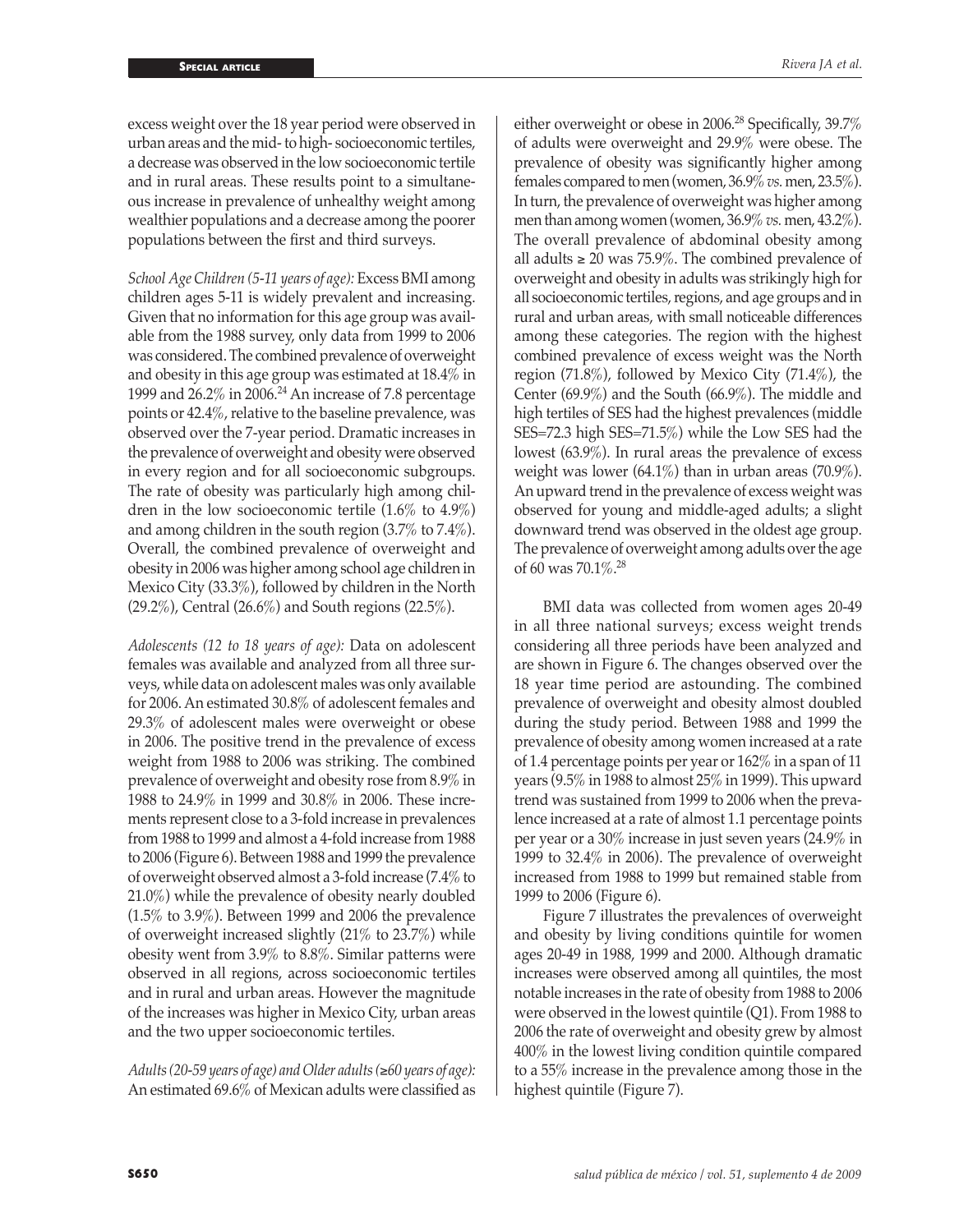excess weight over the 18 year period were observed in urban areas and the mid- to high- socioeconomic tertiles, a decrease was observed in the low socioeconomic tertile and in rural areas. These results point to a simultaneous increase in prevalence of unhealthy weight among wealthier populations and a decrease among the poorer populations between the first and third surveys.

*School Age Children (5-11 years of age):* Excess BMI among children ages 5-11 is widely prevalent and increasing. Given that no information for this age group was available from the 1988 survey, only data from 1999 to 2006 was considered. The combined prevalence of overweight and obesity in this age group was estimated at 18.4% in 1999 and 26.2% in 2006.[24] An increase of 7.8 percentage points or 42.4%, relative to the baseline prevalence, was observed over the 7-year period. Dramatic increases in the prevalence of overweight and obesity were observed in every region and for all socioeconomic subgroups. The rate of obesity was particularly high among children in the low socioeconomic tertile (1.6% to 4.9%) and among children in the south region (3.7% to 7.4%). Overall, the combined prevalence of overweight and obesity in 2006 was higher among school age children in Mexico City (33.3%), followed by children in the North (29.2%), Central (26.6%) and South regions (22.5%).

*Adolescents (12 to 18 years of age):* Data on adolescent females was available and analyzed from all three surveys, while data on adolescent males was only available for 2006. An estimated 30.8% of adolescent females and 29.3% of adolescent males were overweight or obese in 2006. The positive trend in the prevalence of excess weight from 1988 to 2006 was striking. The combined prevalence of overweight and obesity rose from 8.9% in 1988 to 24.9% in 1999 and 30.8% in 2006. These increments represent close to a 3-fold increase in prevalences from 1988 to 1999 and almost a 4-fold increase from 1988 to 2006 (Figure 6). Between 1988 and 1999 the prevalence of overweight observed almost a 3-fold increase (7.4% to 21.0%) while the prevalence of obesity nearly doubled (1.5% to 3.9%). Between 1999 and 2006 the prevalence of overweight increased slightly (21% to 23.7%) while obesity went from 3.9% to 8.8%. Similar patterns were observed in all regions, across socioeconomic tertiles and in rural and urban areas. However the magnitude of the increases was higher in Mexico City, urban areas and the two upper socioeconomic tertiles.

*Adults (20-59 years of age) and Older adults (≥60 years of age):* An estimated 69.6% of Mexican adults were classified as either overweight or obese in 2006.[28] Specifically, 39.7% of adults were overweight and 29.9% were obese. The prevalence of obesity was significantly higher among females compared to men (women, 36.9% *vs.* men, 23.5%). In turn, the prevalence of overweight was higher among men than among women (women, 36.9% *vs.* men, 43.2%). The overall prevalence of abdominal obesity among all adults ≥ 20 was 75.9%. The combined prevalence of overweight and obesity in adults was strikingly high for all socioeconomic tertiles, regions, and age groups and in rural and urban areas, with small noticeable differences among these categories. The region with the highest combined prevalence of excess weight was the North region (71.8%), followed by Mexico City (71.4%), the Center (69.9%) and the South (66.9%). The middle and high tertiles of SES had the highest prevalences (middle SES=72.3 high SES=71.5%) while the Low SES had the lowest (63.9%). In rural areas the prevalence of excess weight was lower (64.1%) than in urban areas (70.9%). An upward trend in the prevalence of excess weight was observed for young and middle-aged adults; a slight downward trend was observed in the oldest age group. The prevalence of overweight among adults over the age of 60 was 70.1%.[28]

BMI data was collected from women ages 20-49 in all three national surveys; excess weight trends considering all three periods have been analyzed and are shown in Figure 6. The changes observed over the 18 year time period are astounding. The combined prevalence of overweight and obesity almost doubled during the study period. Between 1988 and 1999 the prevalence of obesity among women increased at a rate of 1.4 percentage points per year or 162% in a span of 11 years (9.5% in 1988 to almost 25% in 1999). This upward trend was sustained from 1999 to 2006 when the prevalence increased at a rate of almost 1.1 percentage points per year or a 30% increase in just seven years (24.9% in 1999 to 32.4% in 2006). The prevalence of overweight increased from 1988 to 1999 but remained stable from 1999 to 2006 (Figure 6).

Figure 7 illustrates the prevalences of overweight and obesity by living conditions quintile for women ages 20-49 in 1988, 1999 and 2000. Although dramatic increases were observed among all quintiles, the most notable increases in the rate of obesity from 1988 to 2006 were observed in the lowest quintile (Q1). From 1988 to 2006 the rate of overweight and obesity grew by almost 400% in the lowest living condition quintile compared to a 55% increase in the prevalence among those in the highest quintile (Figure 7).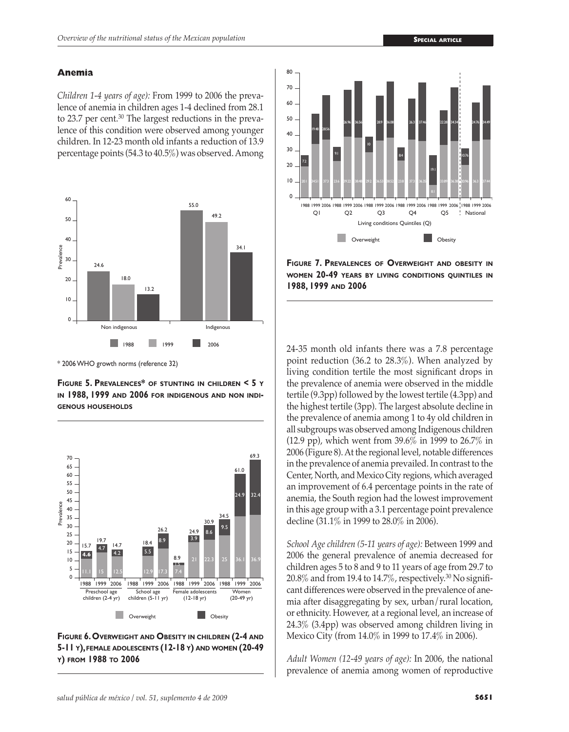## Anemia

*Children 1-4 years of age):* From 1999 to 2006 the prevalence of anemia in children ages 1-4 declined from 28.1 to 23.7 per cent.[30] The largest reductions in the prevalence of this condition were observed among younger children. In 12-23 month old infants a reduction of 13.9 percentage points (54.3 to 40.5%) was observed. Among 24-35 month old infants there was a 7.8 percentage point reduction (36.2 to 28.3%). When analyzed by living condition tertile the most significant drops in the prevalence of anemia were observed in the middle tertile (9.3pp) followed by the lowest tertile (4.3pp) and the highest tertile (3pp). The largest absolute decline in the prevalence of anemia among 1 to 4y old children in all subgroups was observed among Indigenous children (12.9 pp), which went from 39.6% in 1999 to 26.7% in 2006 (Figure 8). At the regional level, notable differences in the prevalence of anemia prevailed. In contrast to the Center, North, and Mexico City regions, which averaged an improvement of 6.4 percentage points in the rate of anemia, the South region had the lowest improvement in this age group with a 3.1 percentage point prevalence decline (31.1% in 1999 to 28.0% in 2006).

\* 2006 WHO growth norms (reference 32)

**Figure 5. Prevalences\* of stunting in children < 5 y in 1988, 1999 and 2006 for indigenous and non indigenous households**

**Figure 6. Overweight and Obesity in children (2-4 and 5-11 y), female adolescents (12-18 y) and women (20-49 y) from 1988 to 2006**

**Figure 7. Prevalences of Overweight and obesity in women 20-49 years by living conditions quintiles in 1988, 1999 and 2006**

*School Age children (5-11 years of age):* Between 1999 and 2006 the general prevalence of anemia decreased for children ages 5 to 8 and 9 to 11 years of age from 29.7 to 20.8% and from 19.4 to 14.7%, respectively.[30] No significant differences were observed in the prevalence of anemia after disaggregating by sex, urban/rural location, or ethnicity. However, at a regional level, an increase of 24.3% (3.4pp) was observed among children living in Mexico City (from 14.0% in 1999 to 17.4% in 2006).

*Adult Women (12-49 years of age):* In 2006, the national prevalence of anemia among women of reproductive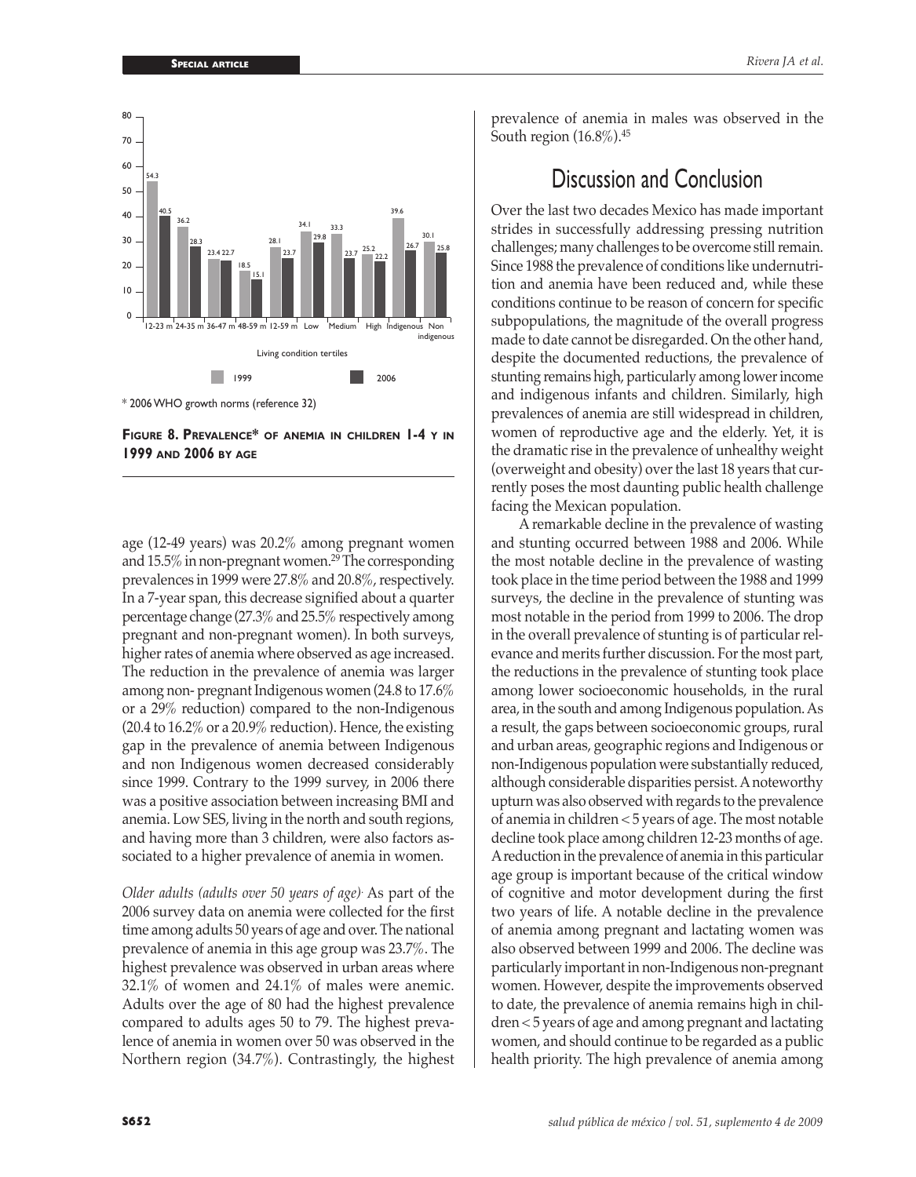80
70
60
50
40
30
20
10
0

| | 12-23 m | 24-35 m | 36-47 m | 48-59 m | 12-59 m | Low | Medium | High | Indigenous | Non indigenous |
|---|---|---|---|---|---|---|---|---|---|---|
| 1999 | 54.3 | 36.2 | 23.4 | 18.5 | 28.1 | 34.1 | 33.3 | 25.2 | 39.6 | 30.1 |
| 2006 | 40.5 | 28.3 | 22.7 | 15.1 | 23.7 | 29.8 | 23.7 | 22.2 | 26.7 | 25.8 |

Living condition tertiles

\* 2006 WHO growth norms (reference 32)

**Figure 8. Prevalence\* of anemia in children 1-4 y in 1999 and 2006 by age**

age (12-49 years) was 20.2% among pregnant women and 15.5% in non-pregnant women.[29] The corresponding prevalences in 1999 were 27.8% and 20.8%, respectively. In a 7-year span, this decrease signified about a quarter percentage change (27.3% and 25.5% respectively among pregnant and non-pregnant women). In both surveys, higher rates of anemia where observed as age increased. The reduction in the prevalence of anemia was larger among non- pregnant Indigenous women (24.8 to 17.6% or a 29% reduction) compared to the non-Indigenous (20.4 to 16.2% or a 20.9% reduction). Hence, the existing gap in the prevalence of anemia between Indigenous and non Indigenous women decreased considerably since 1999. Contrary to the 1999 survey, in 2006 there was a positive association between increasing BMI and anemia. Low SES, living in the north and south regions, and having more than 3 children, were also factors associated to a higher prevalence of anemia in women.

*Older adults (adults over 50 years of age).* As part of the 2006 survey data on anemia were collected for the first time among adults 50 years of age and over. The national prevalence of anemia in this age group was 23.7%. The highest prevalence was observed in urban areas where 32.1% of women and 24.1% of males were anemic. Adults over the age of 80 had the highest prevalence compared to adults ages 50 to 79. The highest prevalence of anemia in women over 50 was observed in the Northern region (34.7%). Contrastingly, the highest prevalence of anemia in males was observed in the South region (16.8%).[45]

## Discussion and Conclusion

Over the last two decades Mexico has made important strides in successfully addressing pressing nutrition challenges; many challenges to be overcome still remain. Since 1988 the prevalence of conditions like undernutrition and anemia have been reduced and, while these conditions continue to be reason of concern for specific subpopulations, the magnitude of the overall progress made to date cannot be disregarded. On the other hand, despite the documented reductions, the prevalence of stunting remains high, particularly among lower income and indigenous infants and children. Similarly, high prevalences of anemia are still widespread in children, women of reproductive age and the elderly. Yet, it is the dramatic rise in the prevalence of unhealthy weight (overweight and obesity) over the last 18 years that currently poses the most daunting public health challenge facing the Mexican population.

A remarkable decline in the prevalence of wasting and stunting occurred between 1988 and 2006. While the most notable decline in the prevalence of wasting took place in the time period between the 1988 and 1999 surveys, the decline in the prevalence of stunting was most notable in the period from 1999 to 2006. The drop in the overall prevalence of stunting is of particular relevance and merits further discussion. For the most part, the reductions in the prevalence of stunting took place among lower socioeconomic households, in the rural area, in the south and among Indigenous population. As a result, the gaps between socioeconomic groups, rural and urban areas, geographic regions and Indigenous or non-Indigenous population were substantially reduced, although considerable disparities persist. A noteworthy upturn was also observed with regards to the prevalence of anemia in children < 5 years of age. The most notable decline took place among children 12-23 months of age. A reduction in the prevalence of anemia in this particular age group is important because of the critical window of cognitive and motor development during the first two years of life. A notable decline in the prevalence of anemia among pregnant and lactating women was also observed between 1999 and 2006. The decline was particularly important in non-Indigenous non-pregnant women. However, despite the improvements observed to date, the prevalence of anemia remains high in children < 5 years of age and among pregnant and lactating women, and should continue to be regarded as a public health priority. The high prevalence of anemia among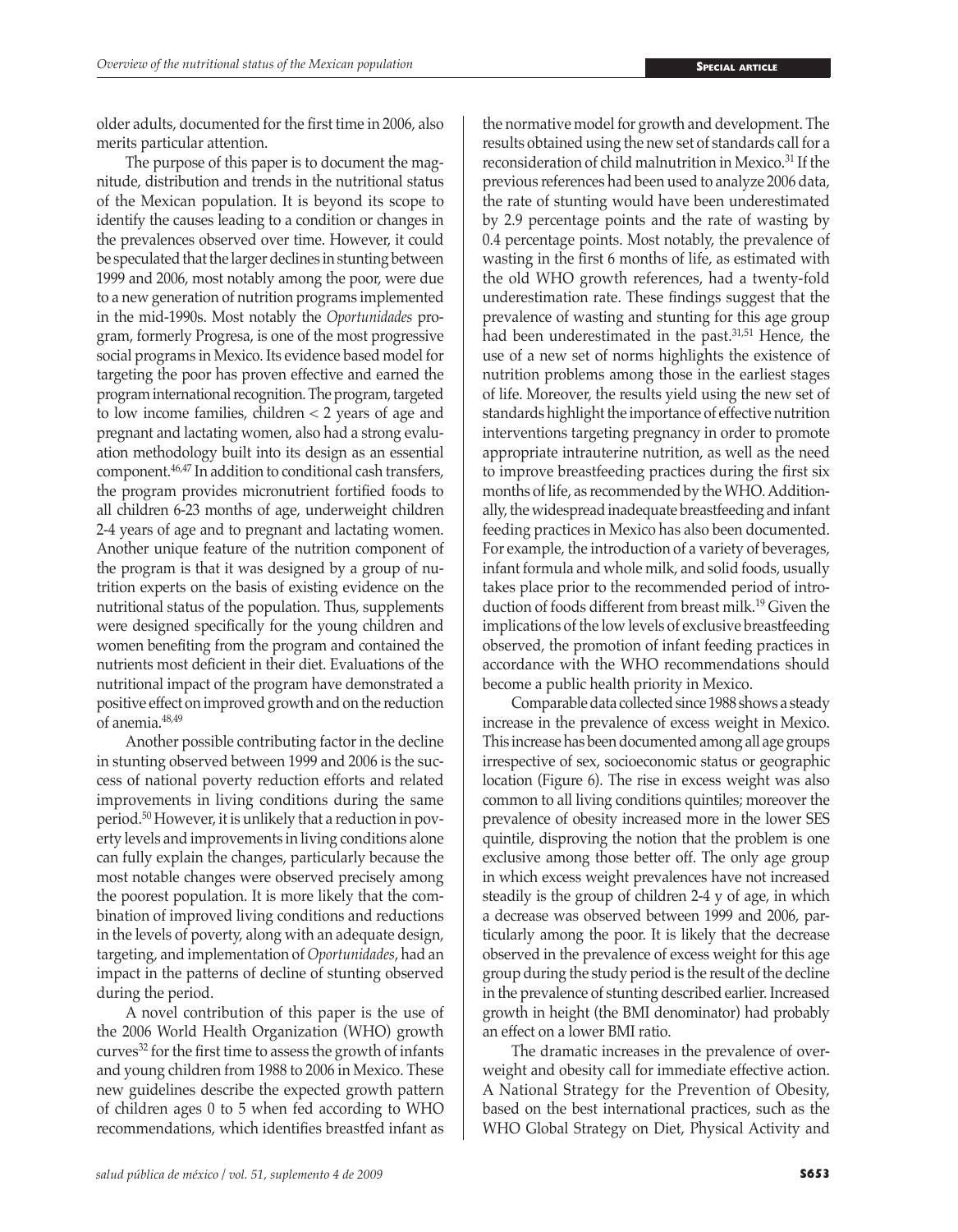older adults, documented for the first time in 2006, also merits particular attention.

The purpose of this paper is to document the magnitude, distribution and trends in the nutritional status of the Mexican population. It is beyond its scope to identify the causes leading to a condition or changes in the prevalences observed over time. However, it could be speculated that the larger declines in stunting between 1999 and 2006, most notably among the poor, were due to a new generation of nutrition programs implemented in the mid-1990s. Most notably the *Oportunidades* program, formerly Progresa, is one of the most progressive social programs in Mexico. Its evidence based model for targeting the poor has proven effective and earned the program international recognition. The program, targeted to low income families, children < 2 years of age and pregnant and lactating women, also had a strong evaluation methodology built into its design as an essential component.[46,47] In addition to conditional cash transfers, the program provides micronutrient fortified foods to all children 6-23 months of age, underweight children 2-4 years of age and to pregnant and lactating women. Another unique feature of the nutrition component of the program is that it was designed by a group of nutrition experts on the basis of existing evidence on the nutritional status of the population. Thus, supplements were designed specifically for the young children and women benefiting from the program and contained the nutrients most deficient in their diet. Evaluations of the nutritional impact of the program have demonstrated a positive effect on improved growth and on the reduction of anemia.[48,49]

Another possible contributing factor in the decline in stunting observed between 1999 and 2006 is the success of national poverty reduction efforts and related improvements in living conditions during the same period.[50] However, it is unlikely that a reduction in poverty levels and improvements in living conditions alone can fully explain the changes, particularly because the most notable changes were observed precisely among the poorest population. It is more likely that the combination of improved living conditions and reductions in the levels of poverty, along with an adequate design, targeting, and implementation of *Oportunidades*, had an impact in the patterns of decline of stunting observed during the period.

A novel contribution of this paper is the use of the 2006 World Health Organization (WHO) growth curves[32] for the first time to assess the growth of infants and young children from 1988 to 2006 in Mexico. These new guidelines describe the expected growth pattern of children ages 0 to 5 when fed according to WHO recommendations, which identifies breastfed infant as the normative model for growth and development. The results obtained using the new set of standards call for a reconsideration of child malnutrition in Mexico.[31] If the previous references had been used to analyze 2006 data, the rate of stunting would have been underestimated by 2.9 percentage points and the rate of wasting by 0.4 percentage points. Most notably, the prevalence of wasting in the first 6 months of life, as estimated with the old WHO growth references, had a twenty-fold underestimation rate. These findings suggest that the prevalence of wasting and stunting for this age group had been underestimated in the past.[31,51] Hence, the use of a new set of norms highlights the existence of nutrition problems among those in the earliest stages of life. Moreover, the results yield using the new set of standards highlight the importance of effective nutrition interventions targeting pregnancy in order to promote appropriate intrauterine nutrition, as well as the need to improve breastfeeding practices during the first six months of life, as recommended by the WHO. Additionally, the widespread inadequate breastfeeding and infant feeding practices in Mexico has also been documented. For example, the introduction of a variety of beverages, infant formula and whole milk, and solid foods, usually takes place prior to the recommended period of introduction of foods different from breast milk.[19] Given the implications of the low levels of exclusive breastfeeding observed, the promotion of infant feeding practices in accordance with the WHO recommendations should become a public health priority in Mexico.

Comparable data collected since 1988 shows a steady increase in the prevalence of excess weight in Mexico. This increase has been documented among all age groups irrespective of sex, socioeconomic status or geographic location (Figure 6). The rise in excess weight was also common to all living conditions quintiles; moreover the prevalence of obesity increased more in the lower SES quintile, disproving the notion that the problem is one exclusive among those better off. The only age group in which excess weight prevalences have not increased steadily is the group of children 2-4 y of age, in which a decrease was observed between 1999 and 2006, particularly among the poor. It is likely that the decrease observed in the prevalence of excess weight for this age group during the study period is the result of the decline in the prevalence of stunting described earlier. Increased growth in height (the BMI denominator) had probably an effect on a lower BMI ratio.

The dramatic increases in the prevalence of overweight and obesity call for immediate effective action. A National Strategy for the Prevention of Obesity, based on the best international practices, such as the WHO Global Strategy on Diet, Physical Activity and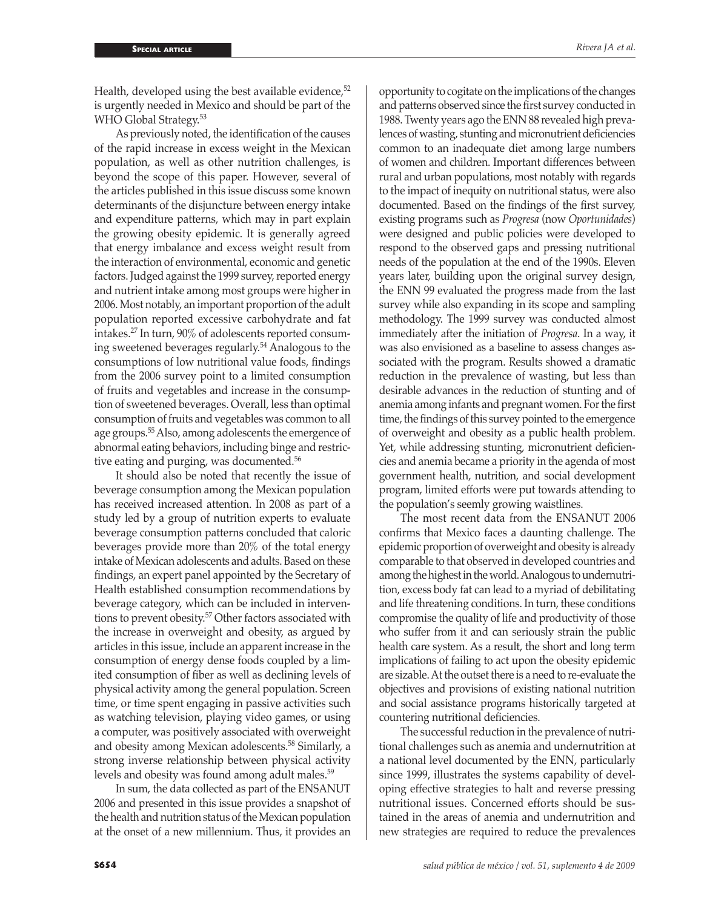Health, developed using the best available evidence,[52] is urgently needed in Mexico and should be part of the WHO Global Strategy.[53]

As previously noted, the identification of the causes of the rapid increase in excess weight in the Mexican population, as well as other nutrition challenges, is beyond the scope of this paper. However, several of the articles published in this issue discuss some known determinants of the disjuncture between energy intake and expenditure patterns, which may in part explain the growing obesity epidemic. It is generally agreed that energy imbalance and excess weight result from the interaction of environmental, economic and genetic factors. Judged against the 1999 survey, reported energy and nutrient intake among most groups were higher in 2006. Most notably, an important proportion of the adult population reported excessive carbohydrate and fat intakes.[27] In turn, 90% of adolescents reported consuming sweetened beverages regularly.[54] Analogous to the consumptions of low nutritional value foods, findings from the 2006 survey point to a limited consumption of fruits and vegetables and increase in the consumption of sweetened beverages. Overall, less than optimal consumption of fruits and vegetables was common to all age groups.[55] Also, among adolescents the emergence of abnormal eating behaviors, including binge and restrictive eating and purging, was documented.[56]

It should also be noted that recently the issue of beverage consumption among the Mexican population has received increased attention. In 2008 as part of a study led by a group of nutrition experts to evaluate beverage consumption patterns concluded that caloric beverages provide more than 20% of the total energy intake of Mexican adolescents and adults. Based on these findings, an expert panel appointed by the Secretary of Health established consumption recommendations by beverage category, which can be included in interventions to prevent obesity.[57] Other factors associated with the increase in overweight and obesity, as argued by articles in this issue, include an apparent increase in the consumption of energy dense foods coupled by a limited consumption of fiber as well as declining levels of physical activity among the general population. Screen time, or time spent engaging in passive activities such as watching television, playing video games, or using a computer, was positively associated with overweight and obesity among Mexican adolescents.[58] Similarly, a strong inverse relationship between physical activity levels and obesity was found among adult males.[59]

In sum, the data collected as part of the ENSANUT 2006 and presented in this issue provides a snapshot of the health and nutrition status of the Mexican population at the onset of a new millennium. Thus, it provides an opportunity to cogitate on the implications of the changes and patterns observed since the first survey conducted in 1988. Twenty years ago the ENN 88 revealed high prevalences of wasting, stunting and micronutrient deficiencies common to an inadequate diet among large numbers of women and children. Important differences between rural and urban populations, most notably with regards to the impact of inequity on nutritional status, were also documented. Based on the findings of the first survey, existing programs such as *Progresa* (now *Oportunidades*) were designed and public policies were developed to respond to the observed gaps and pressing nutritional needs of the population at the end of the 1990s. Eleven years later, building upon the original survey design, the ENN 99 evaluated the progress made from the last survey while also expanding in its scope and sampling methodology. The 1999 survey was conducted almost immediately after the initiation of *Progresa*. In a way, it was also envisioned as a baseline to assess changes associated with the program. Results showed a dramatic reduction in the prevalence of wasting, but less than desirable advances in the reduction of stunting and of anemia among infants and pregnant women. For the first time, the findings of this survey pointed to the emergence of overweight and obesity as a public health problem. Yet, while addressing stunting, micronutrient deficiencies and anemia became a priority in the agenda of most government health, nutrition, and social development program, limited efforts were put towards attending to the population's seemly growing waistlines.

The most recent data from the ENSANUT 2006 confirms that Mexico faces a daunting challenge. The epidemic proportion of overweight and obesity is already comparable to that observed in developed countries and among the highest in the world. Analogous to undernutrition, excess body fat can lead to a myriad of debilitating and life threatening conditions. In turn, these conditions compromise the quality of life and productivity of those who suffer from it and can seriously strain the public health care system. As a result, the short and long term implications of failing to act upon the obesity epidemic are sizable. At the outset there is a need to re-evaluate the objectives and provisions of existing national nutrition and social assistance programs historically targeted at countering nutritional deficiencies.

The successful reduction in the prevalence of nutritional challenges such as anemia and undernutrition at a national level documented by the ENN, particularly since 1999, illustrates the systems capability of developing effective strategies to halt and reverse pressing nutritional issues. Concerned efforts should be sustained in the areas of anemia and undernutrition and new strategies are required to reduce the prevalences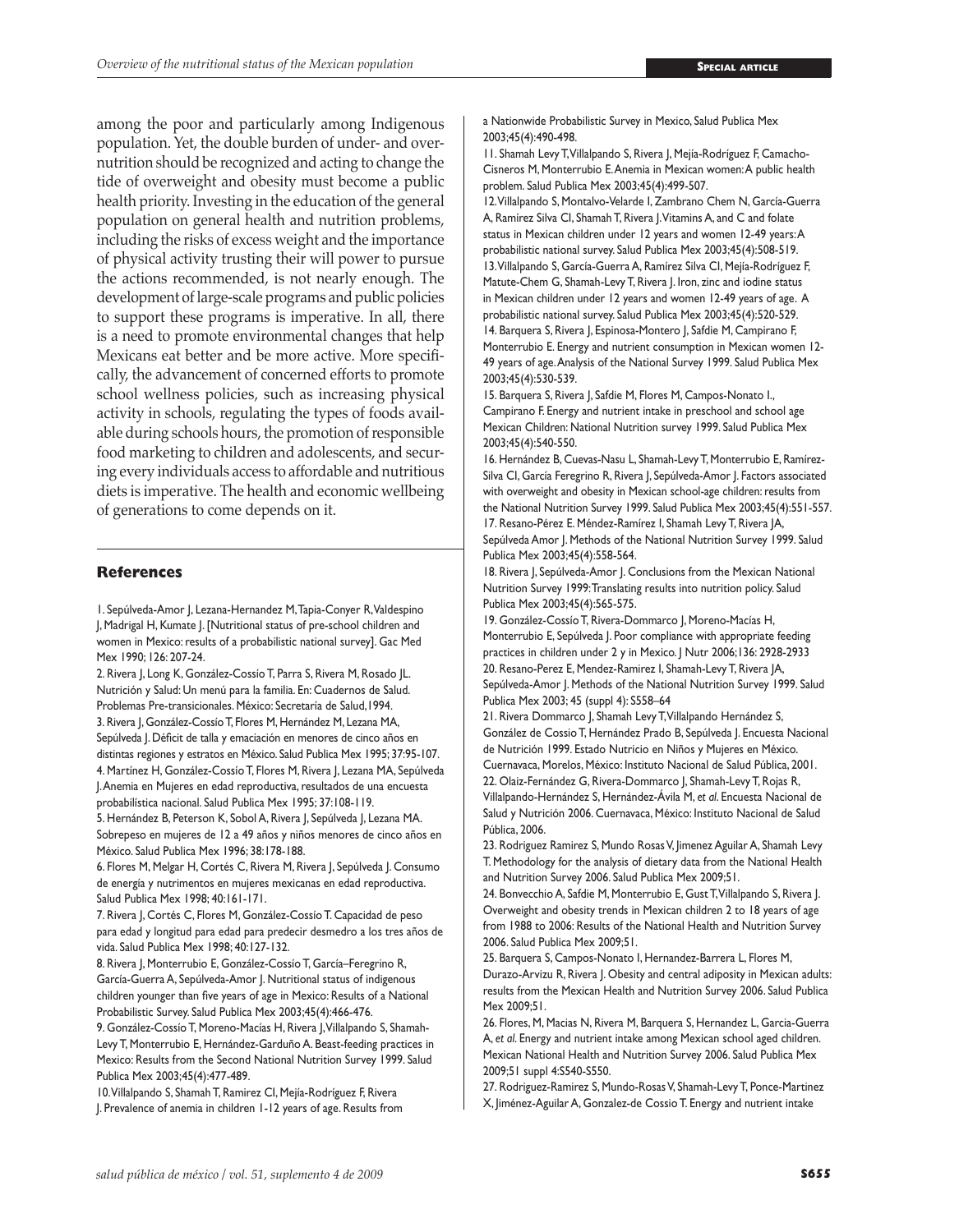among the poor and particularly among Indigenous population. Yet, the double burden of under- and overnutrition should be recognized and acting to change the tide of overweight and obesity must become a public health priority. Investing in the education of the general population on general health and nutrition problems, including the risks of excess weight and the importance of physical activity trusting their will power to pursue the actions recommended, is not nearly enough. The development of large-scale programs and public policies to support these programs is imperative. In all, there is a need to promote environmental changes that help Mexicans eat better and be more active. More specifically, the advancement of concerned efforts to promote school wellness policies, such as increasing physical activity in schools, regulating the types of foods available during schools hours, the promotion of responsible food marketing to children and adolescents, and securing every individuals access to affordable and nutritious diets is imperative. The health and economic wellbeing of generations to come depends on it.

## References

1. Sepúlveda-Amor J, Lezana-Hernandez M, Tapia-Conyer R, Valdespino J, Madrigal H, Kumate J. [Nutritional status of pre-school children and women in Mexico: results of a probabilistic national survey]. Gac Med Mex 1990; 126: 207-24.
2. Rivera J, Long K, González-Cossío T, Parra S, Rivera M, Rosado JL. Nutrición y Salud: Un menú para la familia. En: Cuadernos de Salud. Problemas Pre-transicionales. México: Secretaría de Salud, 1994.
3. Rivera J, González-Cossío T, Flores M, Hernández M, Lezana MA, Sepúlveda J. Déficit de talla y emaciación en menores de cinco años en distintas regiones y estratos en México. Salud Publica Mex 1995; 37:95-107.
4. Martínez H, González-Cossío T, Flores M, Rivera J, Lezana MA, Sepúlveda J. Anemia en Mujeres en edad reproductiva, resultados de una encuesta probabilística nacional. Salud Publica Mex 1995; 37:108-119.
5. Hernández B, Peterson K, Sobol A, Rivera J, Sepúlveda J, Lezana MA. Sobrepeso en mujeres de 12 a 49 años y niños menores de cinco años en México. Salud Publica Mex 1996; 38:178-188.
6. Flores M, Melgar H, Cortés C, Rivera M, Rivera J, Sepúlveda J. Consumo de energía y nutrimentos en mujeres mexicanas en edad reproductiva. Salud Publica Mex 1998; 40:161-171.
7. Rivera J, Cortés C, Flores M, González-Cossío T. Capacidad de peso para edad y longitud para edad para predecir desmedro a los tres años de vida. Salud Publica Mex 1998; 40:127-132.
8. Rivera J, Monterrubio E, González-Cossío T, García–Feregrino R, García-Guerra A, Sepúlveda-Amor J. Nutritional status of indigenous children younger than five years of age in Mexico: Results of a National Probabilistic Survey. Salud Publica Mex 2003;45(4):466-476.
9. González-Cossío T, Moreno-Macías H, Rivera J, Villalpando S, Shamah-Levy T, Monterrubio E, Hernández-Garduño A. Beast-feeding practices in Mexico: Results from the Second National Nutrition Survey 1999. Salud Publica Mex 2003;45(4):477-489.
10. Villalpando S, Shamah T, Ramirez CI, Mejía-Rodríguez F, Rivera J. Prevalence of anemia in children 1-12 years of age. Results from a Nationwide Probabilistic Survey in Mexico, Salud Publica Mex 2003;45(4):490-498.
11. Shamah Levy T, Villalpando S, Rivera J, Mejía-Rodríguez F, Camacho-Cisneros M, Monterrubio E. Anemia in Mexican women: A public health problem. Salud Publica Mex 2003;45(4):499-507.
12. Villalpando S, Montalvo-Velarde I, Zambrano Chem N, García-Guerra A, Ramírez Silva CI, Shamah T, Rivera J. Vitamins A, and C and folate status in Mexican children under 12 years and women 12-49 years: A probabilistic national survey. Salud Publica Mex 2003;45(4):508-519.
13. Villalpando S, García-Guerra A, Ramírez Silva CI, Mejía-Rodríguez F, Matute-Chem G, Shamah-Levy T, Rivera J. Iron, zinc and iodine status in Mexican children under 12 years and women 12-49 years of age. A probabilistic national survey. Salud Publica Mex 2003;45(4):520-529.
14. Barquera S, Rivera J, Espinosa-Montero J, Safdie M, Campirano F, Monterrubio E. Energy and nutrient consumption in Mexican women 12-49 years of age. Analysis of the National Survey 1999. Salud Publica Mex 2003;45(4):530-539.
15. Barquera S, Rivera J, Safdie M, Flores M, Campos-Nonato I., Campirano F. Energy and nutrient intake in preschool and school age Mexican Children: National Nutrition survey 1999. Salud Publica Mex 2003;45(4):540-550.
16. Hernández B, Cuevas-Nasu L, Shamah-Levy T, Monterrubio E, Ramírez-Silva CI, García Feregrino R, Rivera J, Sepúlveda-Amor J. Factors associated with overweight and obesity in Mexican school-age children: results from the National Nutrition Survey 1999. Salud Publica Mex 2003;45(4):551-557.
17. Resano-Pérez E. Méndez-Ramírez I, Shamah Levy T, Rivera JA, Sepúlveda Amor J. Methods of the National Nutrition Survey 1999. Salud Publica Mex 2003;45(4):558-564.
18. Rivera J, Sepúlveda-Amor J. Conclusions from the Mexican National Nutrition Survey 1999: Translating results into nutrition policy. Salud Publica Mex 2003;45(4):565-575.
19. González-Cossío T, Rivera-Dommarco J, Moreno-Macías H, Monterrubio E, Sepúlveda J. Poor compliance with appropriate feeding practices in children under 2 y in Mexico. J Nutr 2006;136: 2928-2933
20. Resano-Perez E, Mendez-Ramirez I, Shamah-Levy T, Rivera JA, Sepúlveda-Amor J. Methods of the National Nutrition Survey 1999. Salud Publica Mex 2003; 45 (suppl 4): S558–64
21. Rivera Dommarco J, Shamah Levy T, Villalpando Hernández S, González de Cossio T, Hernández Prado B, Sepúlveda J. Encuesta Nacional de Nutrición 1999. Estado Nutricio en Niños y Mujeres en México. Cuernavaca, Morelos, México: Instituto Nacional de Salud Pública, 2001.
22. Olaiz-Fernández G, Rivera-Dommarco J, Shamah-Levy T, Rojas R, Villalpando-Hernández S, Hernández-Ávila M, *et al*. Encuesta Nacional de Salud y Nutrición 2006. Cuernavaca, México: Instituto Nacional de Salud Pública, 2006.
23. Rodriguez Ramirez S, Mundo Rosas V, Jimenez Aguilar A, Shamah Levy T. Methodology for the analysis of dietary data from the National Health and Nutrition Survey 2006. Salud Publica Mex 2009;51.
24. Bonvecchio A, Safdie M, Monterrubio E, Gust T, Villalpando S, Rivera J. Overweight and obesity trends in Mexican children 2 to 18 years of age from 1988 to 2006: Results of the National Health and Nutrition Survey 2006. Salud Publica Mex 2009;51.
25. Barquera S, Campos-Nonato I, Hernandez-Barrera L, Flores M, Durazo-Arvizu R, Rivera J. Obesity and central adiposity in Mexican adults: results from the Mexican Health and Nutrition Survey 2006. Salud Publica Mex 2009;51.
26. Flores, M, Macias N, Rivera M, Barquera S, Hernandez L, Garcia-Guerra A, *et al*. Energy and nutrient intake among Mexican school aged children. Mexican National Health and Nutrition Survey 2006. Salud Publica Mex 2009;51 suppl 4:S540-S550.
27. Rodriguez-Ramirez S, Mundo-Rosas V, Shamah-Levy T, Ponce-Martinez X, Jiménez-Aguilar A, Gonzalez-de Cossio T. Energy and nutrient intake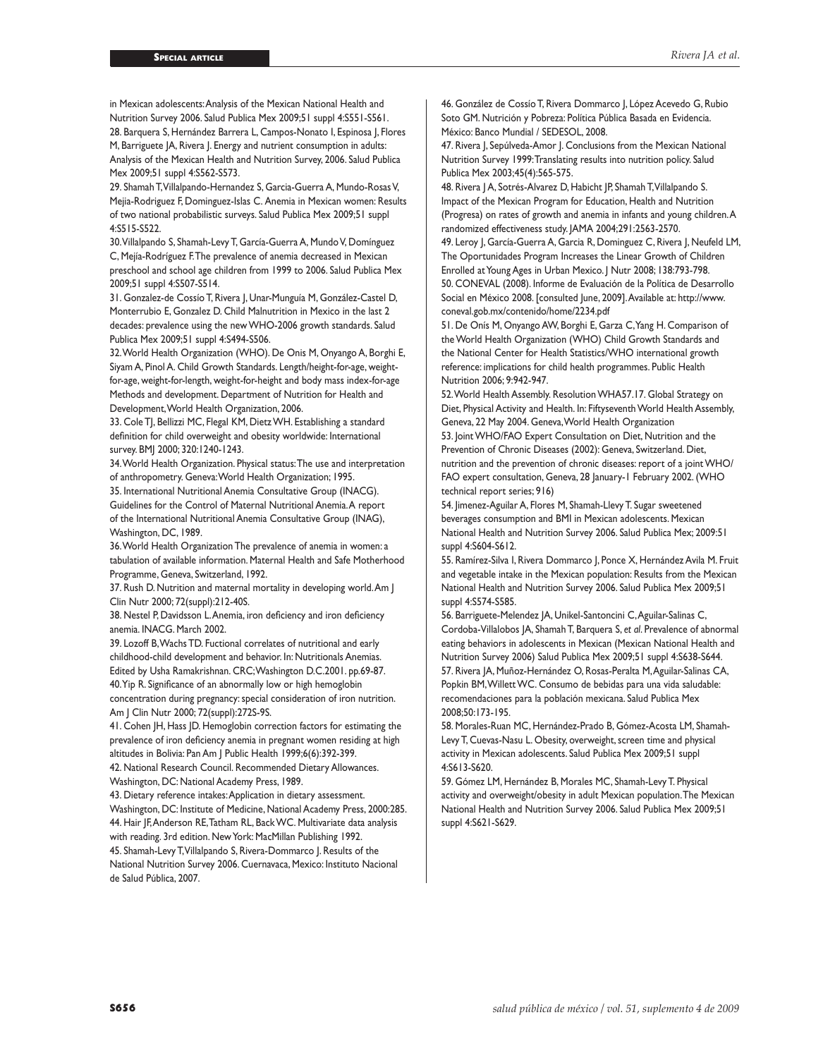in Mexican adolescents: Analysis of the Mexican National Health and Nutrition Survey 2006. Salud Publica Mex 2009;51 suppl 4:S551-S561.

28. Barquera S, Hernández Barrera L, Campos-Nonato I, Espinosa J, Flores M, Barriguete JA, Rivera J. Energy and nutrient consumption in adults: Analysis of the Mexican Health and Nutrition Survey, 2006. Salud Publica Mex 2009;51 suppl 4:S562-S573.

29. Shamah T, Villalpando-Hernandez S, Garcia-Guerra A, Mundo-Rosas V, Mejia-Rodriguez F, Dominguez-Islas C. Anemia in Mexican women: Results of two national probabilistic surveys. Salud Publica Mex 2009;51 suppl 4:S515-S522.

30. Villalpando S, Shamah-Levy T, García-Guerra A, Mundo V, Domínguez C, Mejía-Rodríguez F. The prevalence of anemia decreased in Mexican preschool and school age children from 1999 to 2006. Salud Publica Mex 2009;51 suppl 4:S507-S514.

31. Gonzalez-de Cossío T, Rivera J, Unar-Munguía M, González-Castel D, Monterrubio E, Gonzalez D. Child Malnutrition in Mexico in the last 2 decades: prevalence using the new WHO-2006 growth standards. Salud Publica Mex 2009;51 suppl 4:S494-S506.

32. World Health Organization (WHO). De Onis M, Onyango A, Borghi E, Siyam A, Pinol A. Child Growth Standards. Length/height-for-age, weight-for-age, weight-for-length, weight-for-height and body mass index-for-age Methods and development. Department of Nutrition for Health and Development, World Health Organization, 2006.

33. Cole TJ, Bellizzi MC, Flegal KM, Dietz WH. Establishing a standard definition for child overweight and obesity worldwide: International survey. BMJ 2000; 320:1240-1243.

34. World Health Organization. Physical status: The use and interpretation of anthropometry. Geneva: World Health Organization; 1995.

35. International Nutritional Anemia Consultative Group (INACG). Guidelines for the Control of Maternal Nutritional Anemia. A report of the International Nutritional Anemia Consultative Group (INAG), Washington, DC, 1989.

36. World Health Organization The prevalence of anemia in women: a tabulation of available information. Maternal Health and Safe Motherhood Programme, Geneva, Switzerland, 1992.

37. Rush D. Nutrition and maternal mortality in developing world. Am J Clin Nutr 2000; 72(suppl):212-40S.

38. Nestel P, Davidsson L. Anemia, iron deficiency and iron deficiency anemia. INACG. March 2002.

39. Lozoff B, Wachs TD. Fuctional correlates of nutritional and early childhood-child development and behavior. In: Nutritionals Anemias. Edited by Usha Ramakrishnan. CRC; Washington D.C. 2001. pp.69-87.

40. Yip R. Significance of an abnormally low or high hemoglobin concentration during pregnancy: special consideration of iron nutrition. Am J Clin Nutr 2000; 72(suppl):272S-9S.

41. Cohen JH, Hass JD. Hemoglobin correction factors for estimating the prevalence of iron deficiency anemia in pregnant women residing at high altitudes in Bolivia: Pan Am J Public Health 1999;6(6):392-399.

42. National Research Council. Recommended Dietary Allowances. Washington, DC: National Academy Press, 1989.

43. Dietary reference intakes: Application in dietary assessment. Washington, DC: Institute of Medicine, National Academy Press, 2000:285.

44. Hair JF, Anderson RE, Tatham RL, Back WC. Multivariate data analysis with reading. 3rd edition. New York: MacMillan Publishing 1992.

45. Shamah-Levy T, Villalpando S, Rivera-Dommarco J. Results of the National Nutrition Survey 2006. Cuernavaca, Mexico: Instituto Nacional de Salud Pública, 2007.

46. González de Cossío T, Rivera Dommarco J, López Acevedo G, Rubio Soto GM. Nutrición y Pobreza: Política Pública Basada en Evidencia. México: Banco Mundial / SEDESOL, 2008.

47. Rivera J, Sepúlveda-Amor J. Conclusions from the Mexican National Nutrition Survey 1999: Translating results into nutrition policy. Salud Publica Mex 2003;45(4):565-575.

48. Rivera J A, Sotrés-Alvarez D, Habicht JP, Shamah T, Villalpando S. Impact of the Mexican Program for Education, Health and Nutrition (Progresa) on rates of growth and anemia in infants and young children. A randomized effectiveness study. JAMA 2004;291:2563-2570.

49. Leroy J, García-Guerra A, Garcia R, Dominguez C, Rivera J, Neufeld LM, The Oportunidades Program Increases the Linear Growth of Children Enrolled at Young Ages in Urban Mexico. J Nutr 2008; 138:793-798.

50. CONEVAL (2008). Informe de Evaluación de la Política de Desarrollo Social en México 2008. [consulted June, 2009]. Available at: http://www.coneval.gob.mx/contenido/home/2234.pdf

51. De Onís M, Onyango AW, Borghi E, Garza C, Yang H. Comparison of the World Health Organization (WHO) Child Growth Standards and the National Center for Health Statistics/WHO international growth reference: implications for child health programmes. Public Health Nutrition 2006; 9:942-947.

52. World Health Assembly. Resolution WHA57.17. Global Strategy on Diet, Physical Activity and Health. In: Fiftyseventh World Health Assembly, Geneva, 22 May 2004. Geneva, World Health Organization

53. Joint WHO/FAO Expert Consultation on Diet, Nutrition and the Prevention of Chronic Diseases (2002): Geneva, Switzerland. Diet, nutrition and the prevention of chronic diseases: report of a joint WHO/FAO expert consultation, Geneva, 28 January-1 February 2002. (WHO technical report series; 916)

54. Jimenez-Aguilar A, Flores M, Shamah-Llevy T. Sugar sweetened beverages consumption and BMI in Mexican adolescents. Mexican National Health and Nutrition Survey 2006. Salud Publica Mex; 2009:51 suppl 4:S604-S612.

55. Ramírez-Silva I, Rivera Dommarco J, Ponce X, Hernández Avila M. Fruit and vegetable intake in the Mexican population: Results from the Mexican National Health and Nutrition Survey 2006. Salud Publica Mex 2009;51 suppl 4:S574-S585.

56. Barriguete-Melendez JA, Unikel-Santoncini C, Aguilar-Salinas C, Cordoba-Villalobos JA, Shamah T, Barquera S, *et al*. Prevalence of abnormal eating behaviors in adolescents in Mexican (Mexican National Health and Nutrition Survey 2006) Salud Publica Mex 2009;51 suppl 4:S638-S644.

57. Rivera JA, Muñoz-Hernández O, Rosas-Peralta M, Aguilar-Salinas CA, Popkin BM, Willett WC. Consumo de bebidas para una vida saludable: recomendaciones para la población mexicana. Salud Publica Mex 2008;50:173-195.

58. Morales-Ruan MC, Hernández-Prado B, Gómez-Acosta LM, Shamah-Levy T, Cuevas-Nasu L. Obesity, overweight, screen time and physical activity in Mexican adolescents. Salud Publica Mex 2009;51 suppl 4:S613-S620.

59. Gómez LM, Hernández B, Morales MC, Shamah-Levy T. Physical activity and overweight/obesity in adult Mexican population. The Mexican National Health and Nutrition Survey 2006. Salud Publica Mex 2009;51 suppl 4:S621-S629.